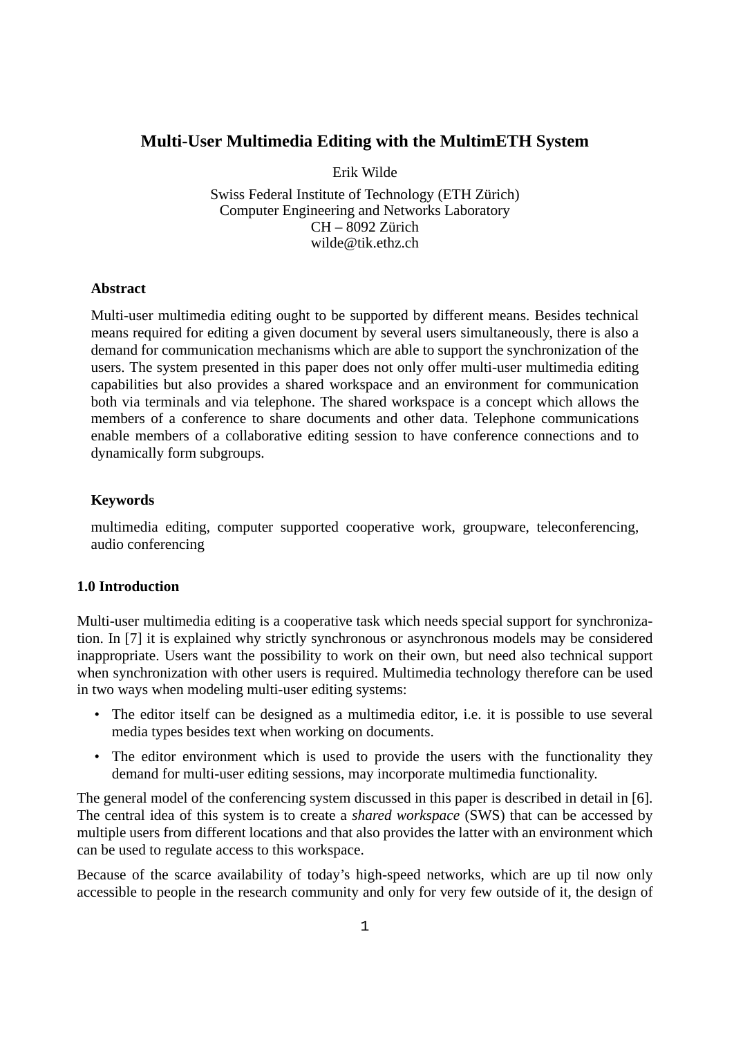# Multi-User Multimedia Editing with the MultimETH System

Erik Wilde

Swiss Federal Institute of Technology (ETH Zürich)
Computer Engineering and Networks Laboratory
CH – 8092 Zürich
wilde@tik.ethz.ch

### Abstract

Multi-user multimedia editing ought to be supported by different means. Besides technical means required for editing a given document by several users simultaneously, there is also a demand for communication mechanisms which are able to support the synchronization of the users. The system presented in this paper does not only offer multi-user multimedia editing capabilities but also provides a shared workspace and an environment for communication both via terminals and via telephone. The shared workspace is a concept which allows the members of a conference to share documents and other data. Telephone communications enable members of a collaborative editing session to have conference connections and to dynamically form subgroups.

### Keywords

multimedia editing, computer supported cooperative work, groupware, teleconferencing, audio conferencing

## 1.0 Introduction

Multi-user multimedia editing is a cooperative task which needs special support for synchronization. In [7] it is explained why strictly synchronous or asynchronous models may be considered inappropriate. Users want the possibility to work on their own, but need also technical support when synchronization with other users is required. Multimedia technology therefore can be used in two ways when modeling multi-user editing systems:

- The editor itself can be designed as a multimedia editor, i.e. it is possible to use several media types besides text when working on documents.
- The editor environment which is used to provide the users with the functionality they demand for multi-user editing sessions, may incorporate multimedia functionality.

The general model of the conferencing system discussed in this paper is described in detail in [6]. The central idea of this system is to create a *shared workspace* (SWS) that can be accessed by multiple users from different locations and that also provides the latter with an environment which can be used to regulate access to this workspace.

Because of the scarce availability of today's high-speed networks, which are up til now only accessible to people in the research community and only for very few outside of it, the design of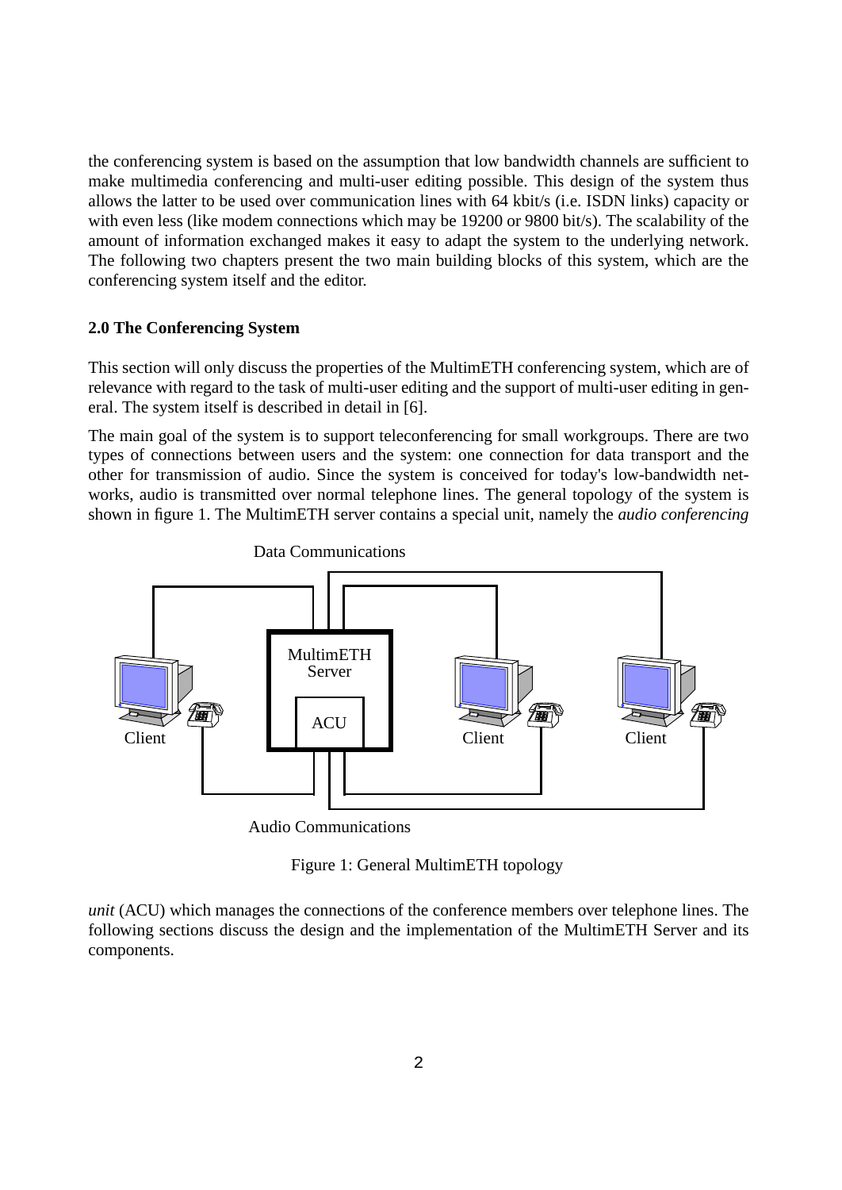the conferencing system is based on the assumption that low bandwidth channels are sufficient to make multimedia conferencing and multi-user editing possible. This design of the system thus allows the latter to be used over communication lines with 64 kbit/s (i.e. ISDN links) capacity or with even less (like modem connections which may be 19200 or 9800 bit/s). The scalability of the amount of information exchanged makes it easy to adapt the system to the underlying network. The following two chapters present the two main building blocks of this system, which are the conferencing system itself and the editor.

## 2.0 The Conferencing System

This section will only discuss the properties of the MultimETH conferencing system, which are of relevance with regard to the task of multi-user editing and the support of multi-user editing in general. The system itself is described in detail in [6].

The main goal of the system is to support teleconferencing for small workgroups. There are two types of connections between users and the system: one connection for data transport and the other for transmission of audio. Since the system is conceived for today's low-bandwidth networks, audio is transmitted over normal telephone lines. The general topology of the system is shown in figure 1. The MultimETH server contains a special unit, namely the *audio conferencing unit* (ACU) which manages the connections of the conference members over telephone lines. The following sections discuss the design and the implementation of the MultimETH Server and its components.

Data Communications

MultimETH Server

ACU

Client

Client

Client

Audio Communications

Figure 1: General MultimETH topology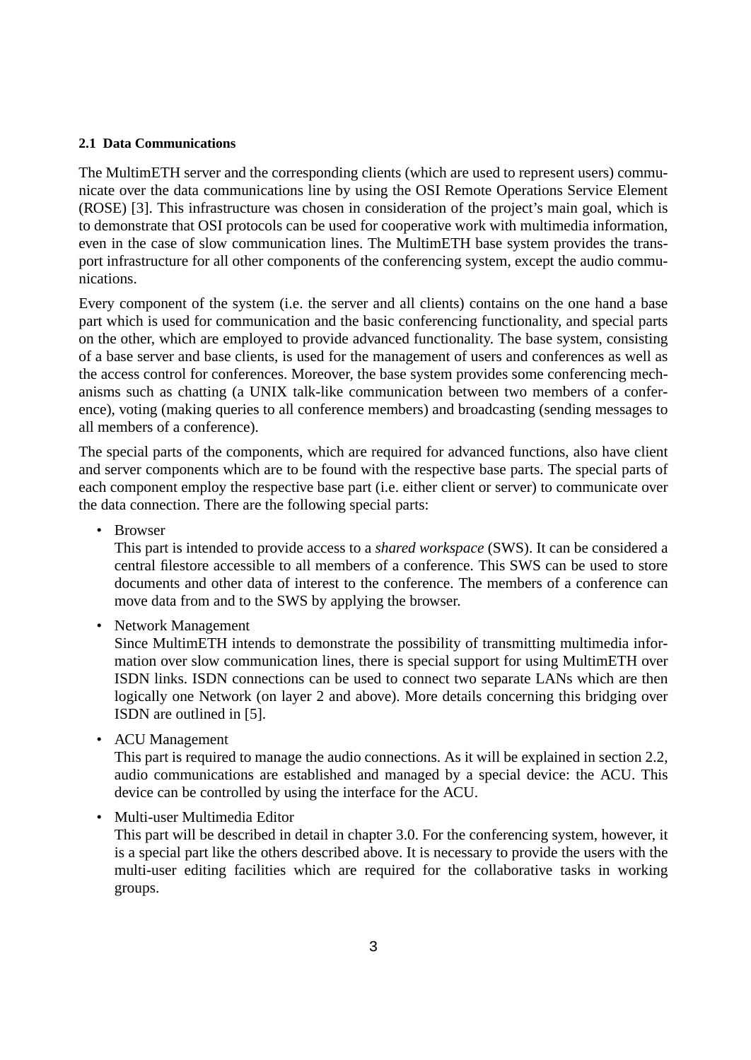### 2.1 Data Communications

The MultimETH server and the corresponding clients (which are used to represent users) communicate over the data communications line by using the OSI Remote Operations Service Element (ROSE) [3]. This infrastructure was chosen in consideration of the project's main goal, which is to demonstrate that OSI protocols can be used for cooperative work with multimedia information, even in the case of slow communication lines. The MultimETH base system provides the transport infrastructure for all other components of the conferencing system, except the audio communications.

Every component of the system (i.e. the server and all clients) contains on the one hand a base part which is used for communication and the basic conferencing functionality, and special parts on the other, which are employed to provide advanced functionality. The base system, consisting of a base server and base clients, is used for the management of users and conferences as well as the access control for conferences. Moreover, the base system provides some conferencing mechanisms such as chatting (a UNIX talk-like communication between two members of a conference), voting (making queries to all conference members) and broadcasting (sending messages to all members of a conference).

The special parts of the components, which are required for advanced functions, also have client and server components which are to be found with the respective base parts. The special parts of each component employ the respective base part (i.e. either client or server) to communicate over the data connection. There are the following special parts:

- Browser
  This part is intended to provide access to a *shared workspace* (SWS). It can be considered a central filestore accessible to all members of a conference. This SWS can be used to store documents and other data of interest to the conference. The members of a conference can move data from and to the SWS by applying the browser.
- Network Management
  Since MultimETH intends to demonstrate the possibility of transmitting multimedia information over slow communication lines, there is special support for using MultimETH over ISDN links. ISDN connections can be used to connect two separate LANs which are then logically one Network (on layer 2 and above). More details concerning this bridging over ISDN are outlined in [5].
- ACU Management
  This part is required to manage the audio connections. As it will be explained in section 2.2, audio communications are established and managed by a special device: the ACU. This device can be controlled by using the interface for the ACU.
- Multi-user Multimedia Editor
  This part will be described in detail in chapter 3.0. For the conferencing system, however, it is a special part like the others described above. It is necessary to provide the users with the multi-user editing facilities which are required for the collaborative tasks in working groups.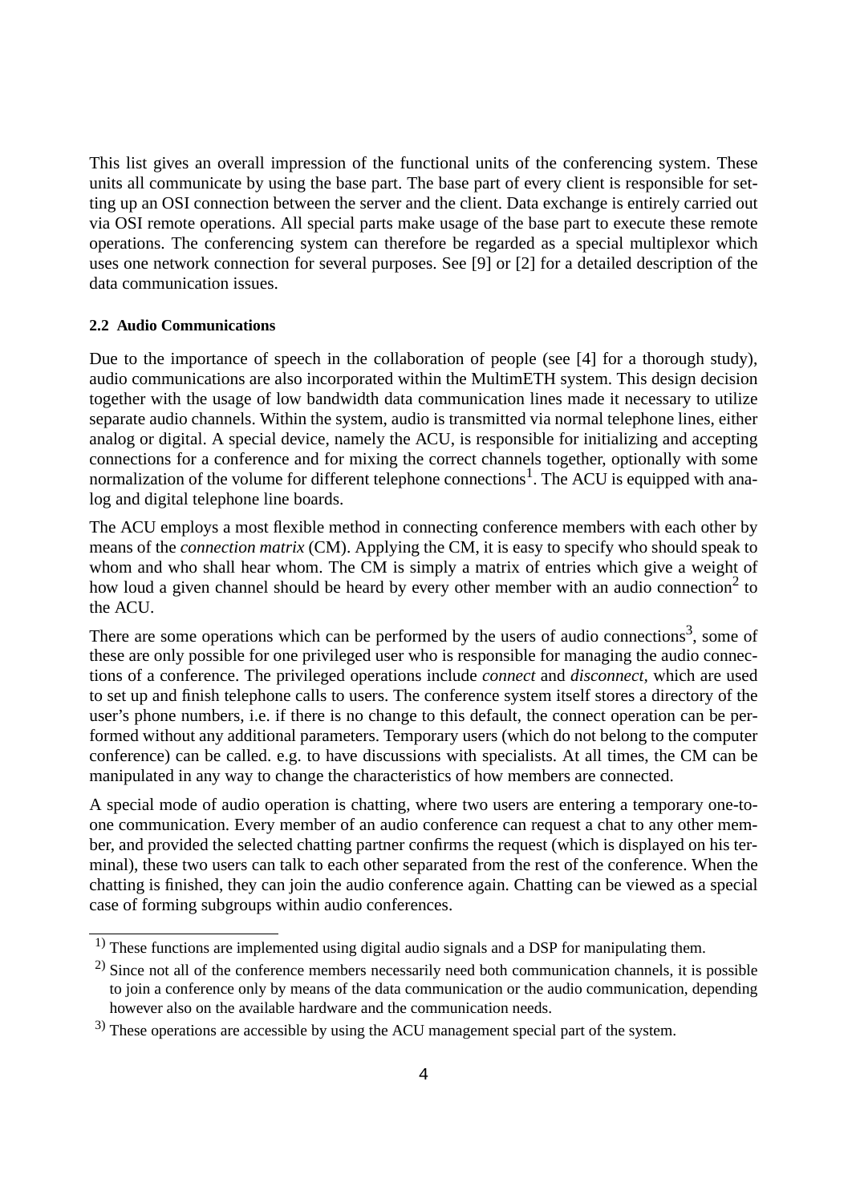This list gives an overall impression of the functional units of the conferencing system. These units all communicate by using the base part. The base part of every client is responsible for setting up an OSI connection between the server and the client. Data exchange is entirely carried out via OSI remote operations. All special parts make usage of the base part to execute these remote operations. The conferencing system can therefore be regarded as a special multiplexor which uses one network connection for several purposes. See [9] or [2] for a detailed description of the data communication issues.

#### 2.2 Audio Communications

Due to the importance of speech in the collaboration of people (see [4] for a thorough study), audio communications are also incorporated within the MultimETH system. This design decision together with the usage of low bandwidth data communication lines made it necessary to utilize separate audio channels. Within the system, audio is transmitted via normal telephone lines, either analog or digital. A special device, namely the ACU, is responsible for initializing and accepting connections for a conference and for mixing the correct channels together, optionally with some normalization of the volume for different telephone connections[1]. The ACU is equipped with analog and digital telephone line boards.

The ACU employs a most flexible method in connecting conference members with each other by means of the *connection matrix* (CM). Applying the CM, it is easy to specify who should speak to whom and who shall hear whom. The CM is simply a matrix of entries which give a weight of how loud a given channel should be heard by every other member with an audio connection[2] to the ACU.

There are some operations which can be performed by the users of audio connections[3], some of these are only possible for one privileged user who is responsible for managing the audio connections of a conference. The privileged operations include *connect* and *disconnect*, which are used to set up and finish telephone calls to users. The conference system itself stores a directory of the user's phone numbers, i.e. if there is no change to this default, the connect operation can be performed without any additional parameters. Temporary users (which do not belong to the computer conference) can be called. e.g. to have discussions with specialists. At all times, the CM can be manipulated in any way to change the characteristics of how members are connected.

A special mode of audio operation is chatting, where two users are entering a temporary one-to-one communication. Every member of an audio conference can request a chat to any other member, and provided the selected chatting partner confirms the request (which is displayed on his terminal), these two users can talk to each other separated from the rest of the conference. When the chatting is finished, they can join the audio conference again. Chatting can be viewed as a special case of forming subgroups within audio conferences.

---

[1] These functions are implemented using digital audio signals and a DSP for manipulating them.

[2] Since not all of the conference members necessarily need both communication channels, it is possible to join a conference only by means of the data communication or the audio communication, depending however also on the available hardware and the communication needs.

[3] These operations are accessible by using the ACU management special part of the system.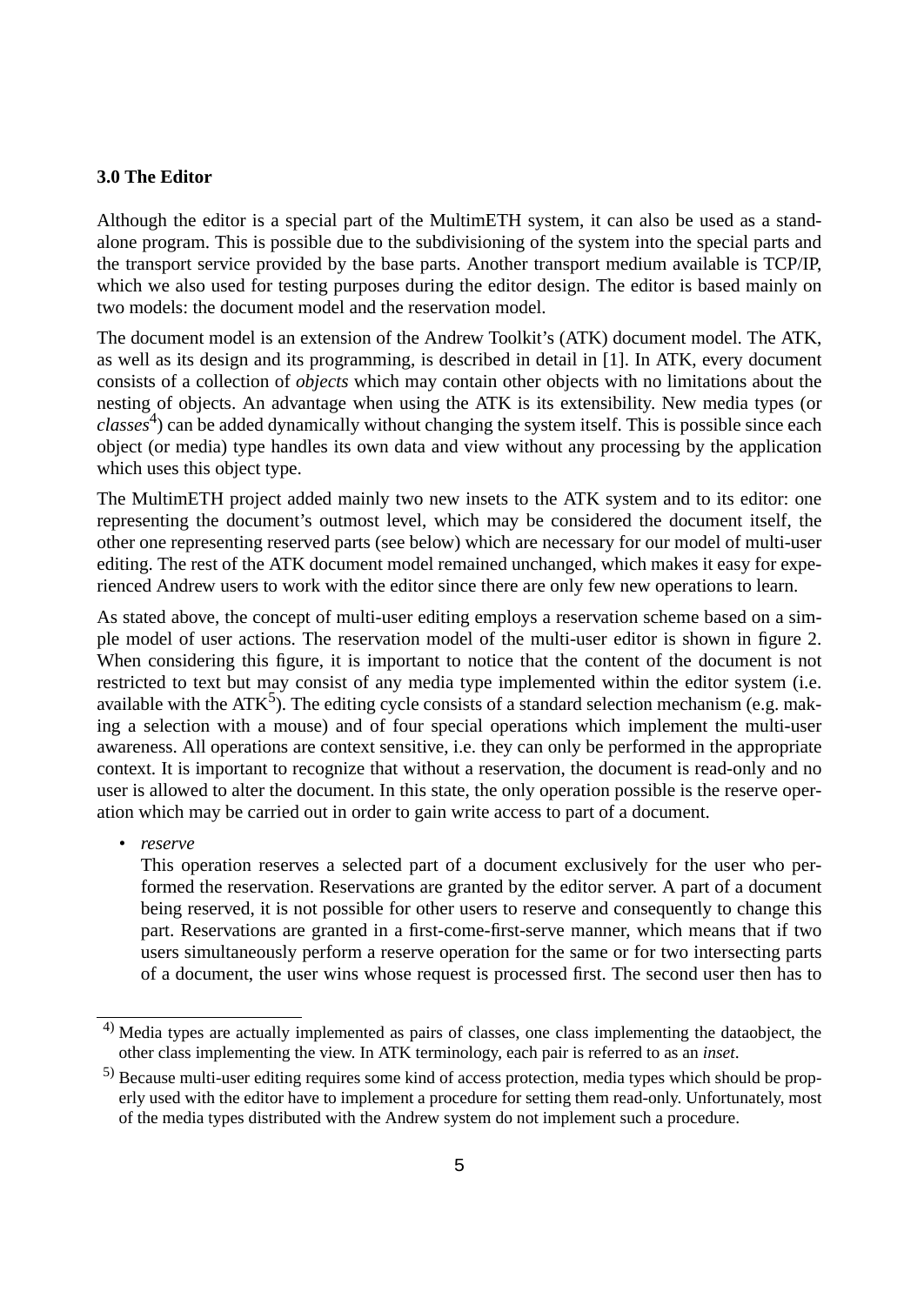### 3.0 The Editor

Although the editor is a special part of the MultimETH system, it can also be used as a stand-alone program. This is possible due to the subdivisioning of the system into the special parts and the transport service provided by the base parts. Another transport medium available is TCP/IP, which we also used for testing purposes during the editor design. The editor is based mainly on two models: the document model and the reservation model.

The document model is an extension of the Andrew Toolkit's (ATK) document model. The ATK, as well as its design and its programming, is described in detail in [1]. In ATK, every document consists of a collection of *objects* which may contain other objects with no limitations about the nesting of objects. An advantage when using the ATK is its extensibility. New media types (or *classes*[4]) can be added dynamically without changing the system itself. This is possible since each object (or media) type handles its own data and view without any processing by the application which uses this object type.

The MultimETH project added mainly two new insets to the ATK system and to its editor: one representing the document's outmost level, which may be considered the document itself, the other one representing reserved parts (see below) which are necessary for our model of multi-user editing. The rest of the ATK document model remained unchanged, which makes it easy for experienced Andrew users to work with the editor since there are only few new operations to learn.

As stated above, the concept of multi-user editing employs a reservation scheme based on a simple model of user actions. The reservation model of the multi-user editor is shown in figure 2. When considering this figure, it is important to notice that the content of the document is not restricted to text but may consist of any media type implemented within the editor system (i.e. available with the ATK[5]). The editing cycle consists of a standard selection mechanism (e.g. making a selection with a mouse) and of four special operations which implement the multi-user awareness. All operations are context sensitive, i.e. they can only be performed in the appropriate context. It is important to recognize that without a reservation, the document is read-only and no user is allowed to alter the document. In this state, the only operation possible is the reserve operation which may be carried out in order to gain write access to part of a document.

- *reserve*
  This operation reserves a selected part of a document exclusively for the user who performed the reservation. Reservations are granted by the editor server. A part of a document being reserved, it is not possible for other users to reserve and consequently to change this part. Reservations are granted in a first-come-first-serve manner, which means that if two users simultaneously perform a reserve operation for the same or for two intersecting parts of a document, the user wins whose request is processed first. The second user then has to

---

[4] Media types are actually implemented as pairs of classes, one class implementing the dataobject, the other class implementing the view. In ATK terminology, each pair is referred to as an *inset*.

[5] Because multi-user editing requires some kind of access protection, media types which should be properly used with the editor have to implement a procedure for setting them read-only. Unfortunately, most of the media types distributed with the Andrew system do not implement such a procedure.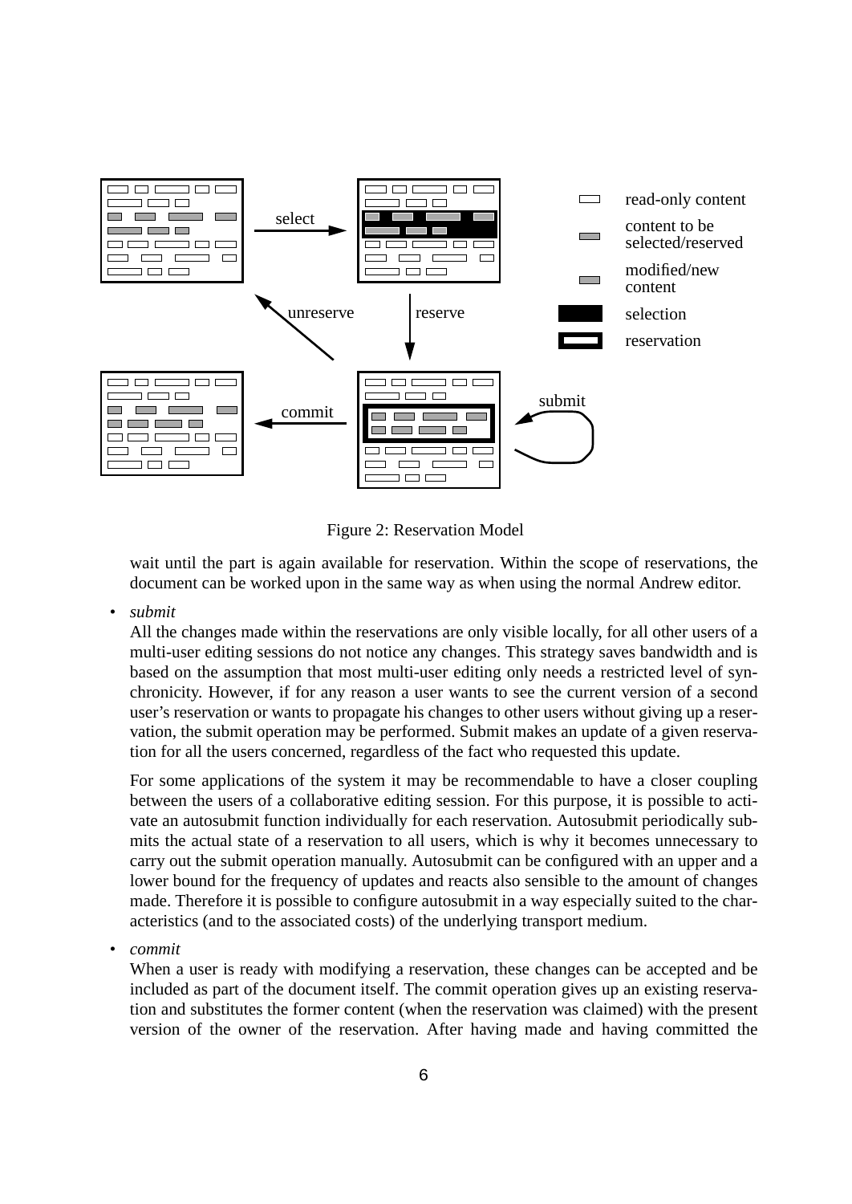Figure 2: Reservation Model

wait until the part is again available for reservation. Within the scope of reservations, the document can be worked upon in the same way as when using the normal Andrew editor.

- *submit*

  All the changes made within the reservations are only visible locally, for all other users of a multi-user editing sessions do not notice any changes. This strategy saves bandwidth and is based on the assumption that most multi-user editing only needs a restricted level of synchronicity. However, if for any reason a user wants to see the current version of a second user's reservation or wants to propagate his changes to other users without giving up a reservation, the submit operation may be performed. Submit makes an update of a given reservation for all the users concerned, regardless of the fact who requested this update.

  For some applications of the system it may be recommendable to have a closer coupling between the users of a collaborative editing session. For this purpose, it is possible to activate an autosubmit function individually for each reservation. Autosubmit periodically submits the actual state of a reservation to all users, which is why it becomes unnecessary to carry out the submit operation manually. Autosubmit can be configured with an upper and a lower bound for the frequency of updates and reacts also sensible to the amount of changes made. Therefore it is possible to configure autosubmit in a way especially suited to the characteristics (and to the associated costs) of the underlying transport medium.

- *commit*

  When a user is ready with modifying a reservation, these changes can be accepted and be included as part of the document itself. The commit operation gives up an existing reservation and substitutes the former content (when the reservation was claimed) with the present version of the owner of the reservation. After having made and having committed the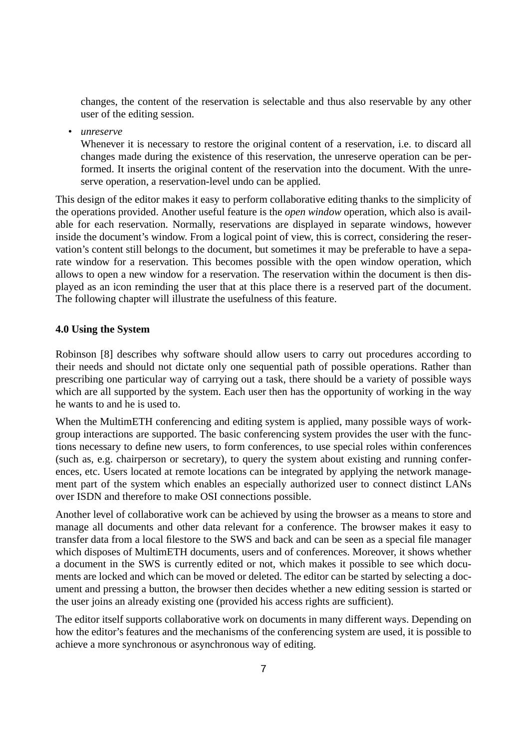changes, the content of the reservation is selectable and thus also reservable by any other user of the editing session.

- *unreserve*
  Whenever it is necessary to restore the original content of a reservation, i.e. to discard all changes made during the existence of this reservation, the unreserve operation can be performed. It inserts the original content of the reservation into the document. With the unreserve operation, a reservation-level undo can be applied.

This design of the editor makes it easy to perform collaborative editing thanks to the simplicity of the operations provided. Another useful feature is the *open window* operation, which also is available for each reservation. Normally, reservations are displayed in separate windows, however inside the document's window. From a logical point of view, this is correct, considering the reservation's content still belongs to the document, but sometimes it may be preferable to have a separate window for a reservation. This becomes possible with the open window operation, which allows to open a new window for a reservation. The reservation within the document is then displayed as an icon reminding the user that at this place there is a reserved part of the document. The following chapter will illustrate the usefulness of this feature.

**4.0 Using the System**

Robinson [8] describes why software should allow users to carry out procedures according to their needs and should not dictate only one sequential path of possible operations. Rather than prescribing one particular way of carrying out a task, there should be a variety of possible ways which are all supported by the system. Each user then has the opportunity of working in the way he wants to and he is used to.

When the MultimETH conferencing and editing system is applied, many possible ways of workgroup interactions are supported. The basic conferencing system provides the user with the functions necessary to define new users, to form conferences, to use special roles within conferences (such as, e.g. chairperson or secretary), to query the system about existing and running conferences, etc. Users located at remote locations can be integrated by applying the network management part of the system which enables an especially authorized user to connect distinct LANs over ISDN and therefore to make OSI connections possible.

Another level of collaborative work can be achieved by using the browser as a means to store and manage all documents and other data relevant for a conference. The browser makes it easy to transfer data from a local filestore to the SWS and back and can be seen as a special file manager which disposes of MultimETH documents, users and of conferences. Moreover, it shows whether a document in the SWS is currently edited or not, which makes it possible to see which documents are locked and which can be moved or deleted. The editor can be started by selecting a document and pressing a button, the browser then decides whether a new editing session is started or the user joins an already existing one (provided his access rights are sufficient).

The editor itself supports collaborative work on documents in many different ways. Depending on how the editor's features and the mechanisms of the conferencing system are used, it is possible to achieve a more synchronous or asynchronous way of editing.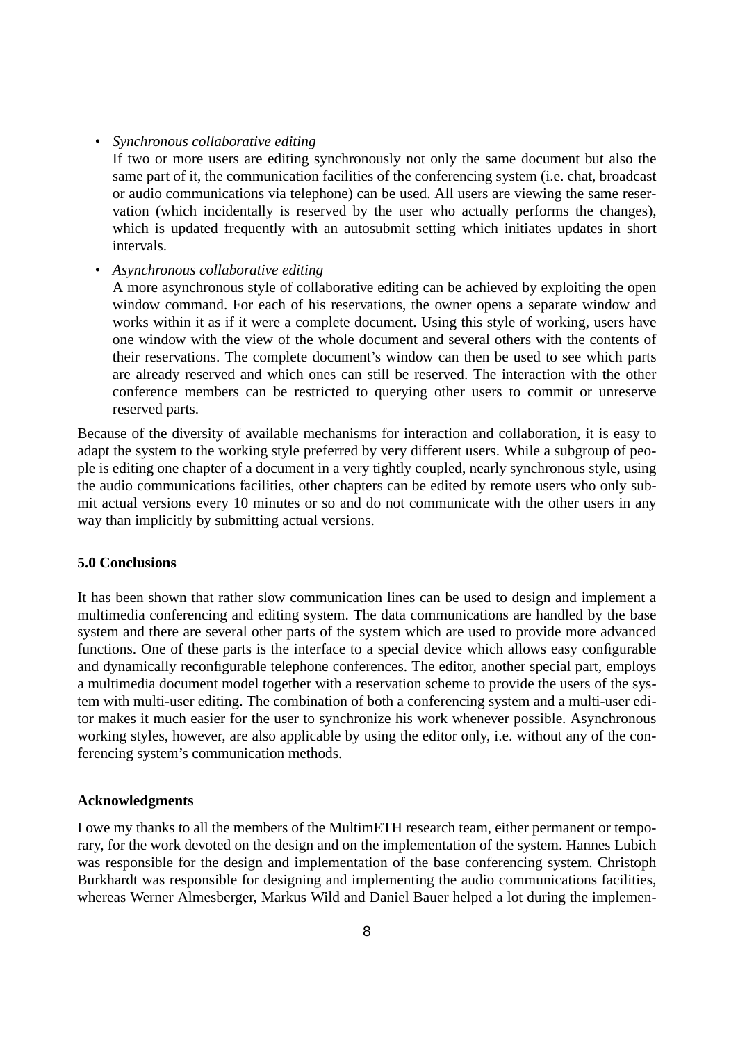- *Synchronous collaborative editing*
  If two or more users are editing synchronously not only the same document but also the same part of it, the communication facilities of the conferencing system (i.e. chat, broadcast or audio communications via telephone) can be used. All users are viewing the same reservation (which incidentally is reserved by the user who actually performs the changes), which is updated frequently with an autosubmit setting which initiates updates in short intervals.

- *Asynchronous collaborative editing*
  A more asynchronous style of collaborative editing can be achieved by exploiting the open window command. For each of his reservations, the owner opens a separate window and works within it as if it were a complete document. Using this style of working, users have one window with the view of the whole document and several others with the contents of their reservations. The complete document's window can then be used to see which parts are already reserved and which ones can still be reserved. The interaction with the other conference members can be restricted to querying other users to commit or unreserve reserved parts.

Because of the diversity of available mechanisms for interaction and collaboration, it is easy to adapt the system to the working style preferred by very different users. While a subgroup of people is editing one chapter of a document in a very tightly coupled, nearly synchronous style, using the audio communications facilities, other chapters can be edited by remote users who only submit actual versions every 10 minutes or so and do not communicate with the other users in any way than implicitly by submitting actual versions.

## 5.0 Conclusions

It has been shown that rather slow communication lines can be used to design and implement a multimedia conferencing and editing system. The data communications are handled by the base system and there are several other parts of the system which are used to provide more advanced functions. One of these parts is the interface to a special device which allows easy configurable and dynamically reconfigurable telephone conferences. The editor, another special part, employs a multimedia document model together with a reservation scheme to provide the users of the system with multi-user editing. The combination of both a conferencing system and a multi-user editor makes it much easier for the user to synchronize his work whenever possible. Asynchronous working styles, however, are also applicable by using the editor only, i.e. without any of the conferencing system's communication methods.

## Acknowledgments

I owe my thanks to all the members of the MultimETH research team, either permanent or temporary, for the work devoted on the design and on the implementation of the system. Hannes Lubich was responsible for the design and implementation of the base conferencing system. Christoph Burkhardt was responsible for designing and implementing the audio communications facilities, whereas Werner Almesberger, Markus Wild and Daniel Bauer helped a lot during the implemen-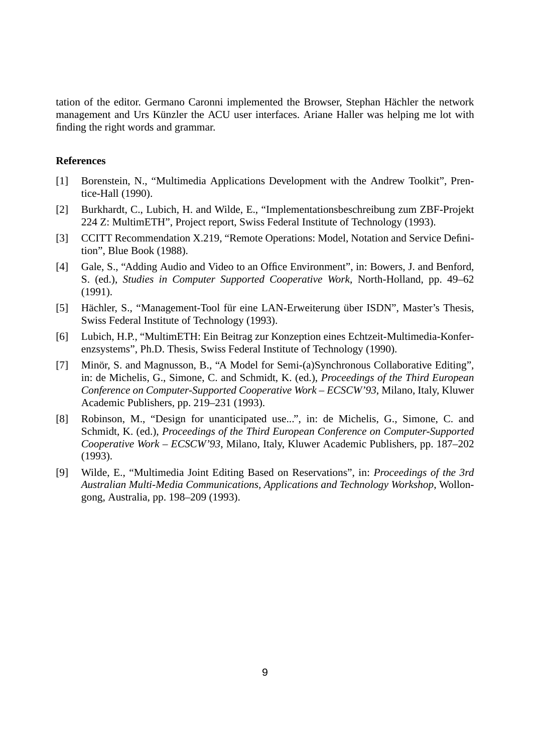tation of the editor. Germano Caronni implemented the Browser, Stephan Hächler the network management and Urs Künzler the ACU user interfaces. Ariane Haller was helping me lot with finding the right words and grammar.

**References**

[1] Borenstein, N., “Multimedia Applications Development with the Andrew Toolkit”, Prentice-Hall (1990).

[2] Burkhardt, C., Lubich, H. and Wilde, E., “Implementationsbeschreibung zum ZBF-Projekt 224 Z: MultimETH”, Project report, Swiss Federal Institute of Technology (1993).

[3] CCITT Recommendation X.219, “Remote Operations: Model, Notation and Service Definition”, Blue Book (1988).

[4] Gale, S., “Adding Audio and Video to an Office Environment”, in: Bowers, J. and Benford, S. (ed.), *Studies in Computer Supported Cooperative Work*, North-Holland, pp. 49–62 (1991).

[5] Hächler, S., “Management-Tool für eine LAN-Erweiterung über ISDN”, Master’s Thesis, Swiss Federal Institute of Technology (1993).

[6] Lubich, H.P., “MultimETH: Ein Beitrag zur Konzeption eines Echtzeit-Multimedia-Konferenzsystems”, Ph.D. Thesis, Swiss Federal Institute of Technology (1990).

[7] Minör, S. and Magnusson, B., “A Model for Semi-(a)Synchronous Collaborative Editing”, in: de Michelis, G., Simone, C. and Schmidt, K. (ed.), *Proceedings of the Third European Conference on Computer-Supported Cooperative Work – ECSCW’93*, Milano, Italy, Kluwer Academic Publishers, pp. 219–231 (1993).

[8] Robinson, M., “Design for unanticipated use...”, in: de Michelis, G., Simone, C. and Schmidt, K. (ed.), *Proceedings of the Third European Conference on Computer-Supported Cooperative Work – ECSCW’93*, Milano, Italy, Kluwer Academic Publishers, pp. 187–202 (1993).

[9] Wilde, E., “Multimedia Joint Editing Based on Reservations”, in: *Proceedings of the 3rd Australian Multi-Media Communications, Applications and Technology Workshop*, Wollongong, Australia, pp. 198–209 (1993).